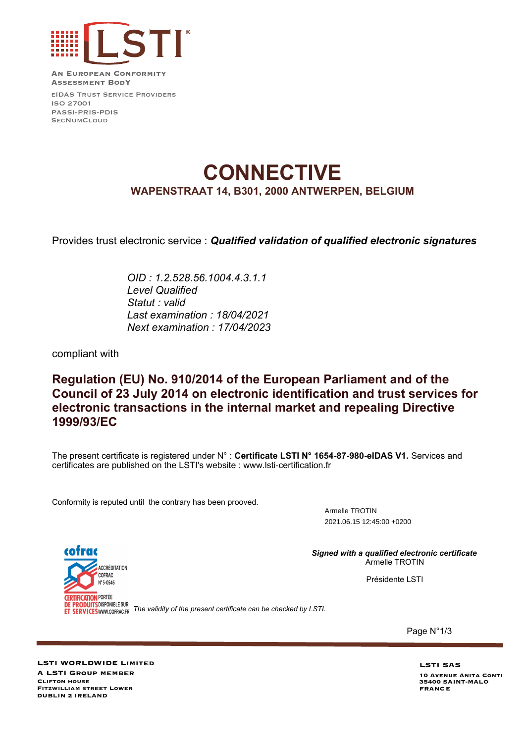**LSTI**

AN EUROPEAN CONFORMITY ASSESSMENT BODY

EIDAS TRUST SERVICE PROVIDERS
ISO 27001
PASSI-PRIS-PDIS
SECNUMCLOUD

# CONNECTIVE

## WAPENSTRAAT 14, B301, 2000 ANTWERPEN, BELGIUM

Provides trust electronic service : ***Qualified validation of qualified electronic signatures***

*OID : 1.2.528.56.1004.4.3.1.1*
*Level Qualified*
*Statut : valid*
*Last examination : 18/04/2021*
*Next examination : 17/04/2023*

compliant with

## Regulation (EU) No. 910/2014 of the European Parliament and of the Council of 23 July 2014 on electronic identification and trust services for electronic transactions in the internal market and repealing Directive 1999/93/EC

The present certificate is registered under N° : **Certificate LSTI N° 1654-87-980-eIDAS V1.** Services and certificates are published on the LSTI's website : www.lsti-certification.fr

Conformity is reputed until the contrary has been prooved.

Armelle TROTIN
2021.06.15 12:45:00 +0200

***Signed with a qualified electronic certificate***
Armelle TROTIN

Présidente LSTI

cofrac ACCRÉDITATION COFRAC N°5-0546 CERTIFICATION DE PRODUITS ET SERVICES PORTÉE DISPONIBLE SUR WWW.COFRAC.FR

*The validity of the present certificate can be checked by LSTI.*

**LSTI WORLDWIDE LIMITED**
A LSTI GROUP MEMBER
CLIFTON HOUSE
FITZWILLIAM STREET LOWER
DUBLIN 2 IRELAND

**LSTI SAS**
10 AVENUE ANITA CONTI
35400 SAINT-MALO
FRANCE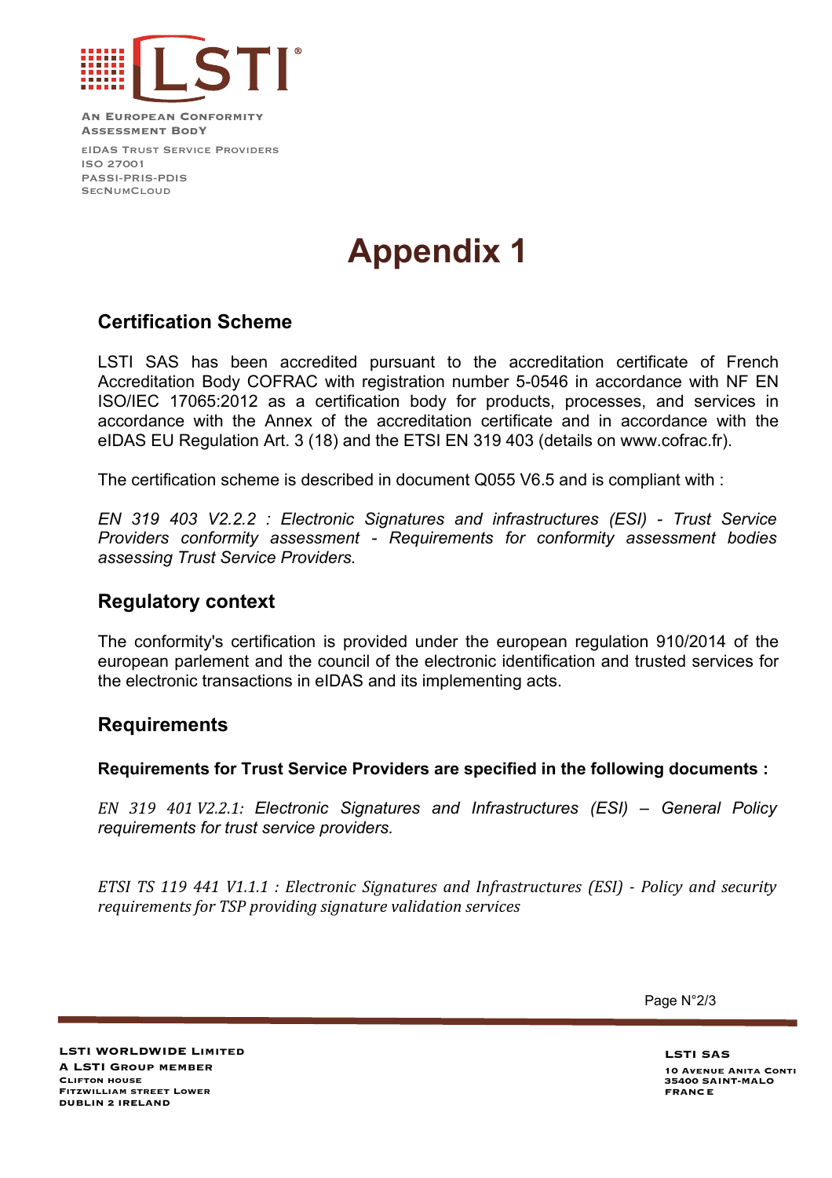# Appendix 1

## Certification Scheme

LSTI SAS has been accredited pursuant to the accreditation certificate of French Accreditation Body COFRAC with registration number 5-0546 in accordance with NF EN ISO/IEC 17065:2012 as a certification body for products, processes, and services in accordance with the Annex of the accreditation certificate and in accordance with the eIDAS EU Regulation Art. 3 (18) and the ETSI EN 319 403 (details on www.cofrac.fr).

The certification scheme is described in document Q055 V6.5 and is compliant with :

*EN 319 403 V2.2.2 : Electronic Signatures and infrastructures (ESI) - Trust Service Providers conformity assessment - Requirements for conformity assessment bodies assessing Trust Service Providers.*

## Regulatory context

The conformity's certification is provided under the european regulation 910/2014 of the european parlement and the council of the electronic identification and trusted services for the electronic transactions in eIDAS and its implementing acts.

## Requirements

**Requirements for Trust Service Providers are specified in the following documents :**

*EN 319 401 V2.2.1: Electronic Signatures and Infrastructures (ESI) – General Policy requirements for trust service providers.*

*ETSI TS 119 441 V1.1.1 : Electronic Signatures and Infrastructures (ESI) - Policy and security requirements for TSP providing signature validation services*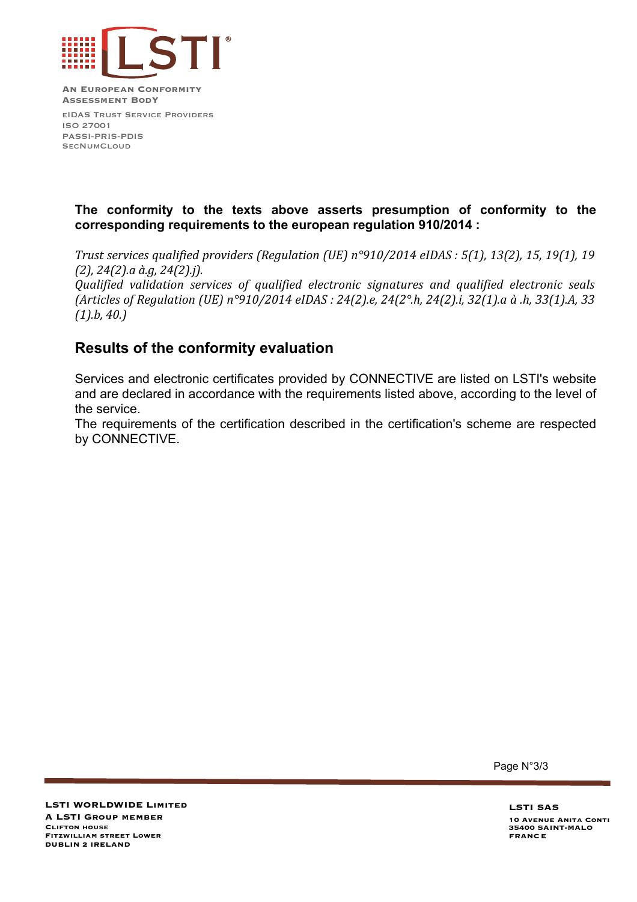**The conformity to the texts above asserts presumption of conformity to the corresponding requirements to the european regulation 910/2014 :**

*Trust services qualified providers (Regulation (UE) n°910/2014 eIDAS : 5(1), 13(2), 15, 19(1), 19 (2), 24(2).a à.g, 24(2).j).*
*Qualified validation services of qualified electronic signatures and qualified electronic seals (Articles of Regulation (UE) n°910/2014 eIDAS : 24(2).e, 24(2°.h, 24(2).i, 32(1).a à .h, 33(1).A, 33 (1).b, 40.)*

## Results of the conformity evaluation

Services and electronic certificates provided by CONNECTIVE are listed on LSTI's website and are declared in accordance with the requirements listed above, according to the level of the service.
The requirements of the certification described in the certification's scheme are respected by CONNECTIVE.